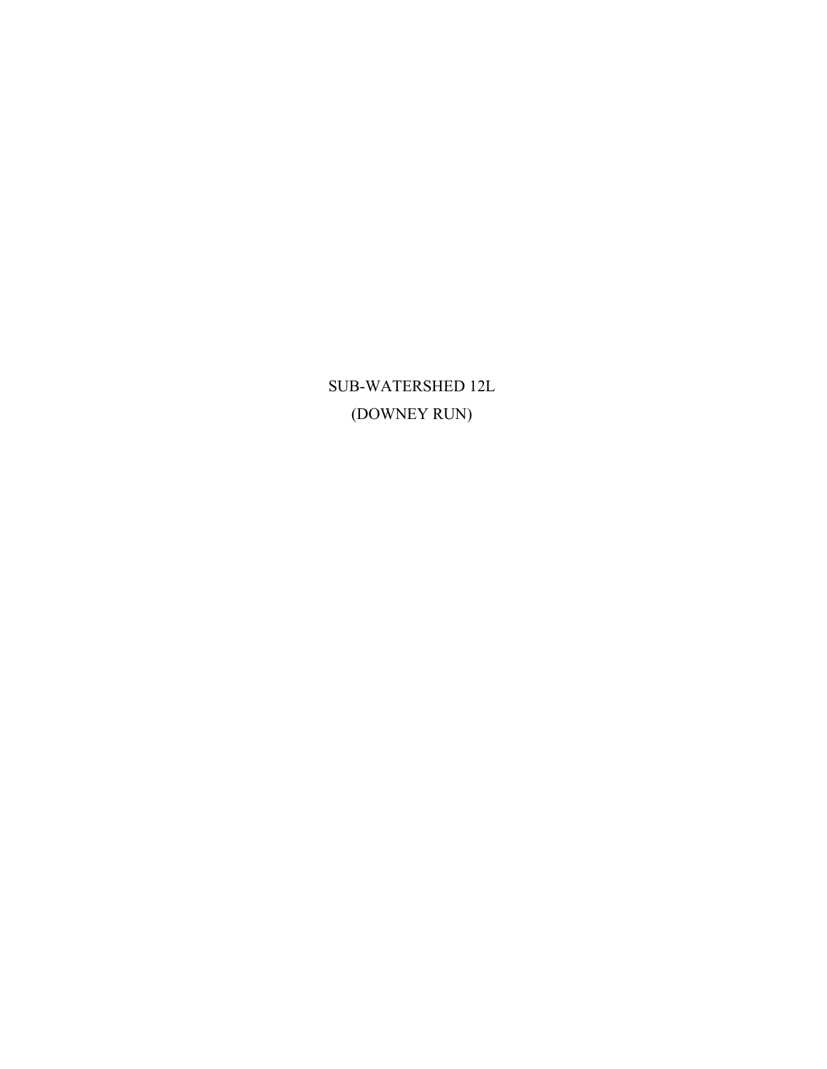# SUB-WATERSHED 12L
# (DOWNEY RUN)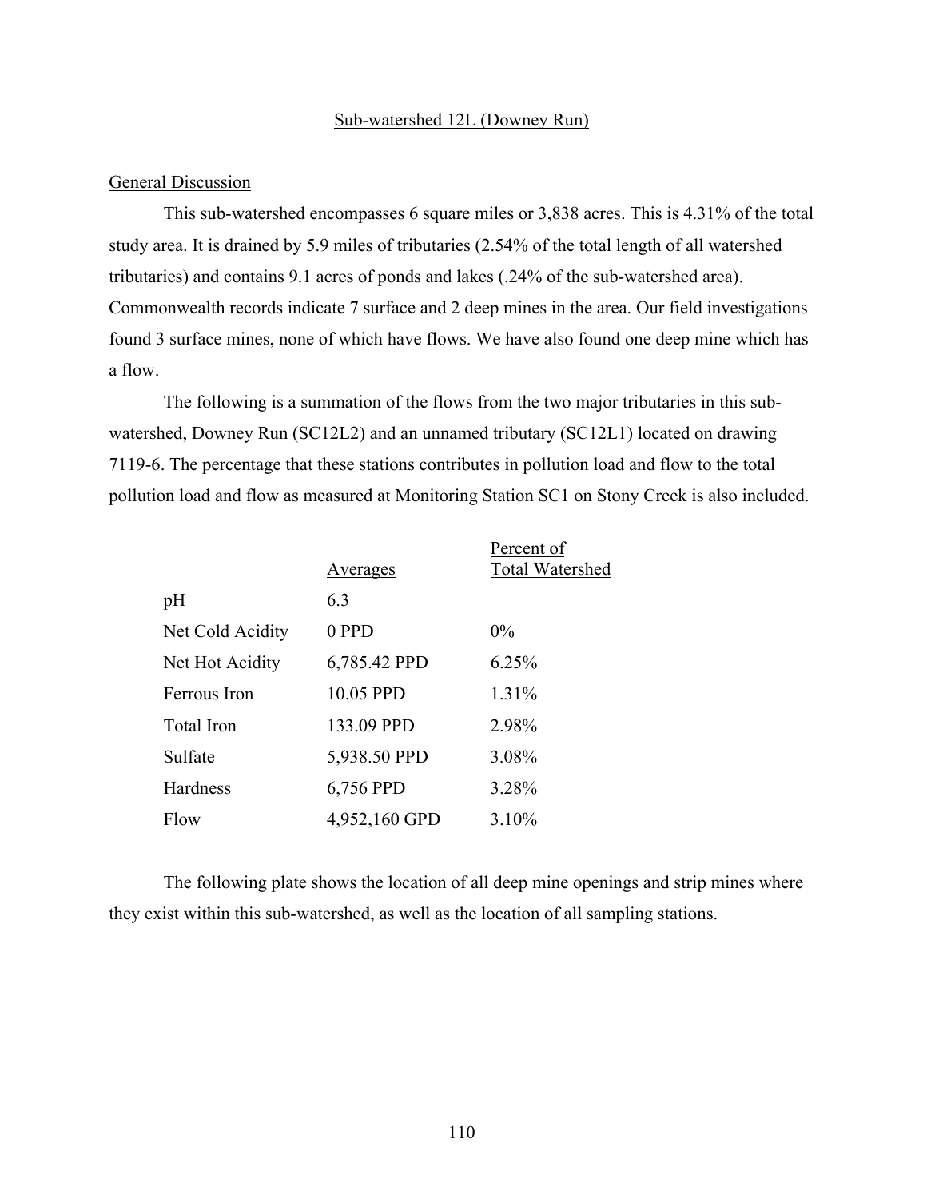## Sub-watershed 12L (Downey Run)

### General Discussion

This sub-watershed encompasses 6 square miles or 3,838 acres. This is 4.31% of the total study area. It is drained by 5.9 miles of tributaries (2.54% of the total length of all watershed tributaries) and contains 9.1 acres of ponds and lakes (.24% of the sub-watershed area). Commonwealth records indicate 7 surface and 2 deep mines in the area. Our field investigations found 3 surface mines, none of which have flows. We have also found one deep mine which has a flow.

The following is a summation of the flows from the two major tributaries in this sub-watershed, Downey Run (SC12L2) and an unnamed tributary (SC12L1) located on drawing 7119-6. The percentage that these stations contributes in pollution load and flow to the total pollution load and flow as measured at Monitoring Station SC1 on Stony Creek is also included.

| | Averages | Percent of Total Watershed |
|---|---|---|
| pH | 6.3 | |
| Net Cold Acidity | 0 PPD | 0% |
| Net Hot Acidity | 6,785.42 PPD | 6.25% |
| Ferrous Iron | 10.05 PPD | 1.31% |
| Total Iron | 133.09 PPD | 2.98% |
| Sulfate | 5,938.50 PPD | 3.08% |
| Hardness | 6,756 PPD | 3.28% |
| Flow | 4,952,160 GPD | 3.10% |

The following plate shows the location of all deep mine openings and strip mines where they exist within this sub-watershed, as well as the location of all sampling stations.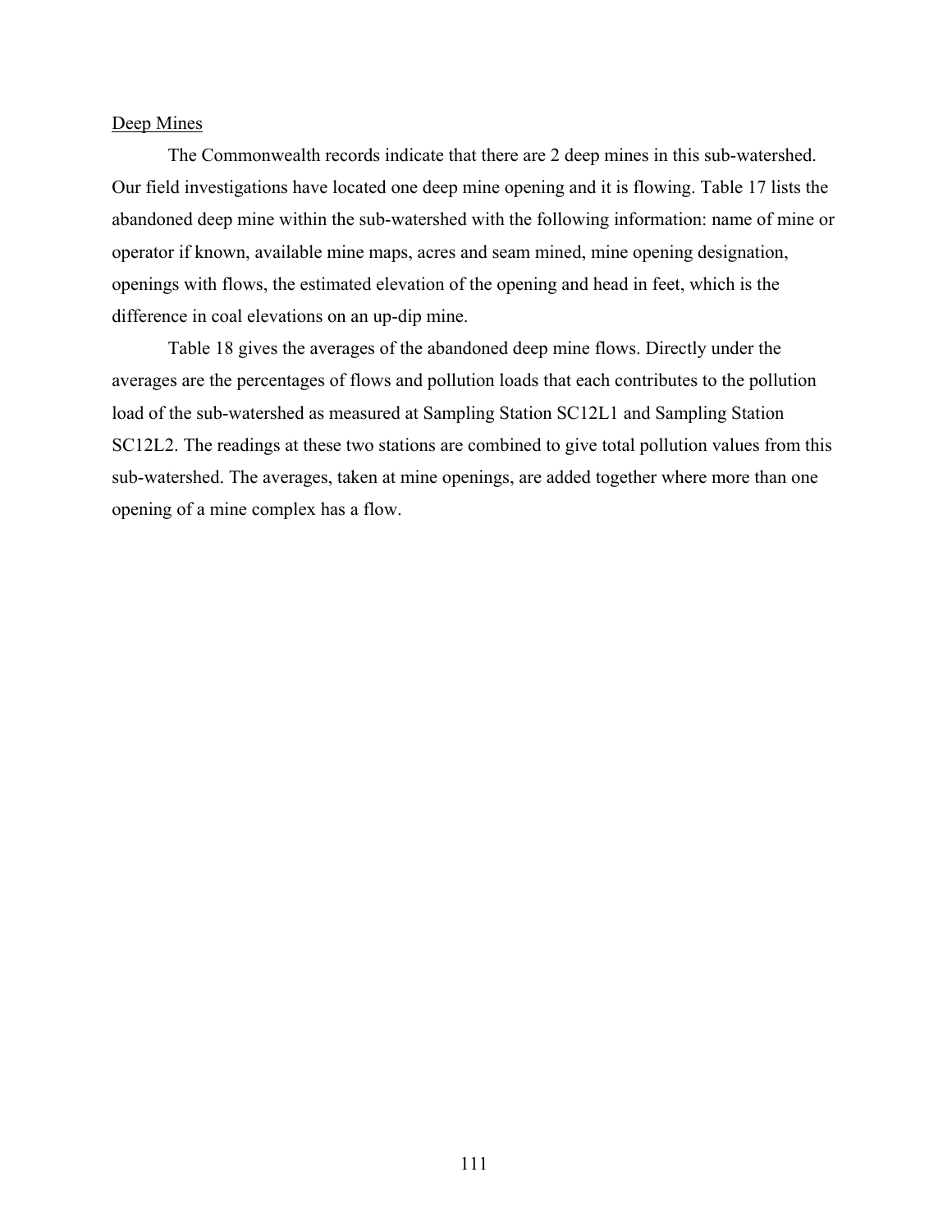<u>Deep Mines</u>

The Commonwealth records indicate that there are 2 deep mines in this sub-watershed. Our field investigations have located one deep mine opening and it is flowing. Table 17 lists the abandoned deep mine within the sub-watershed with the following information: name of mine or operator if known, available mine maps, acres and seam mined, mine opening designation, openings with flows, the estimated elevation of the opening and head in feet, which is the difference in coal elevations on an up-dip mine.

Table 18 gives the averages of the abandoned deep mine flows. Directly under the averages are the percentages of flows and pollution loads that each contributes to the pollution load of the sub-watershed as measured at Sampling Station SC12L1 and Sampling Station SC12L2. The readings at these two stations are combined to give total pollution values from this sub-watershed. The averages, taken at mine openings, are added together where more than one opening of a mine complex has a flow.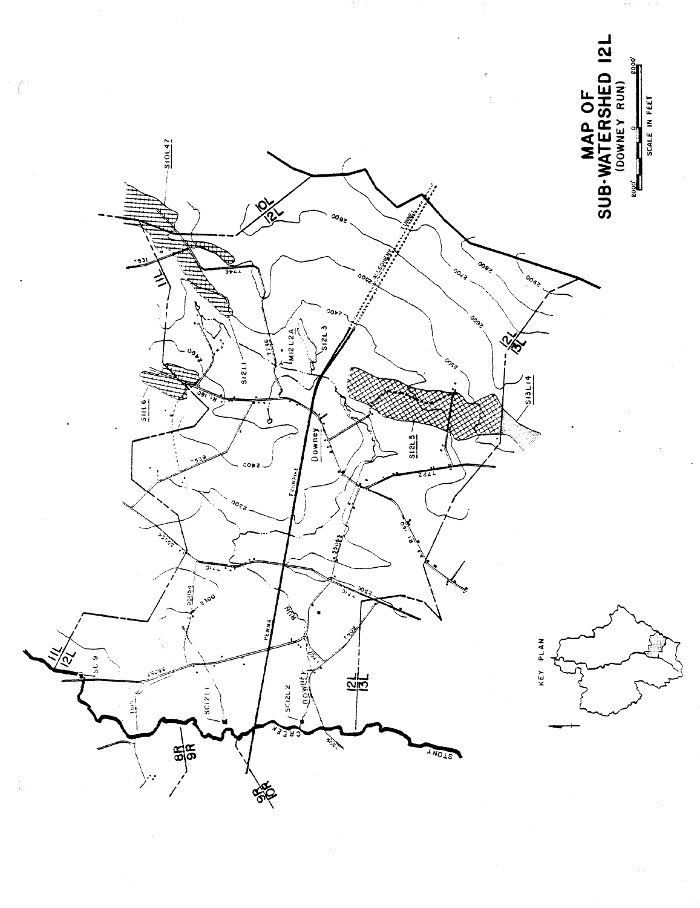# MAP OF SUB-WATERSHED 12L

(DOWNEY RUN)

SCALE IN FEET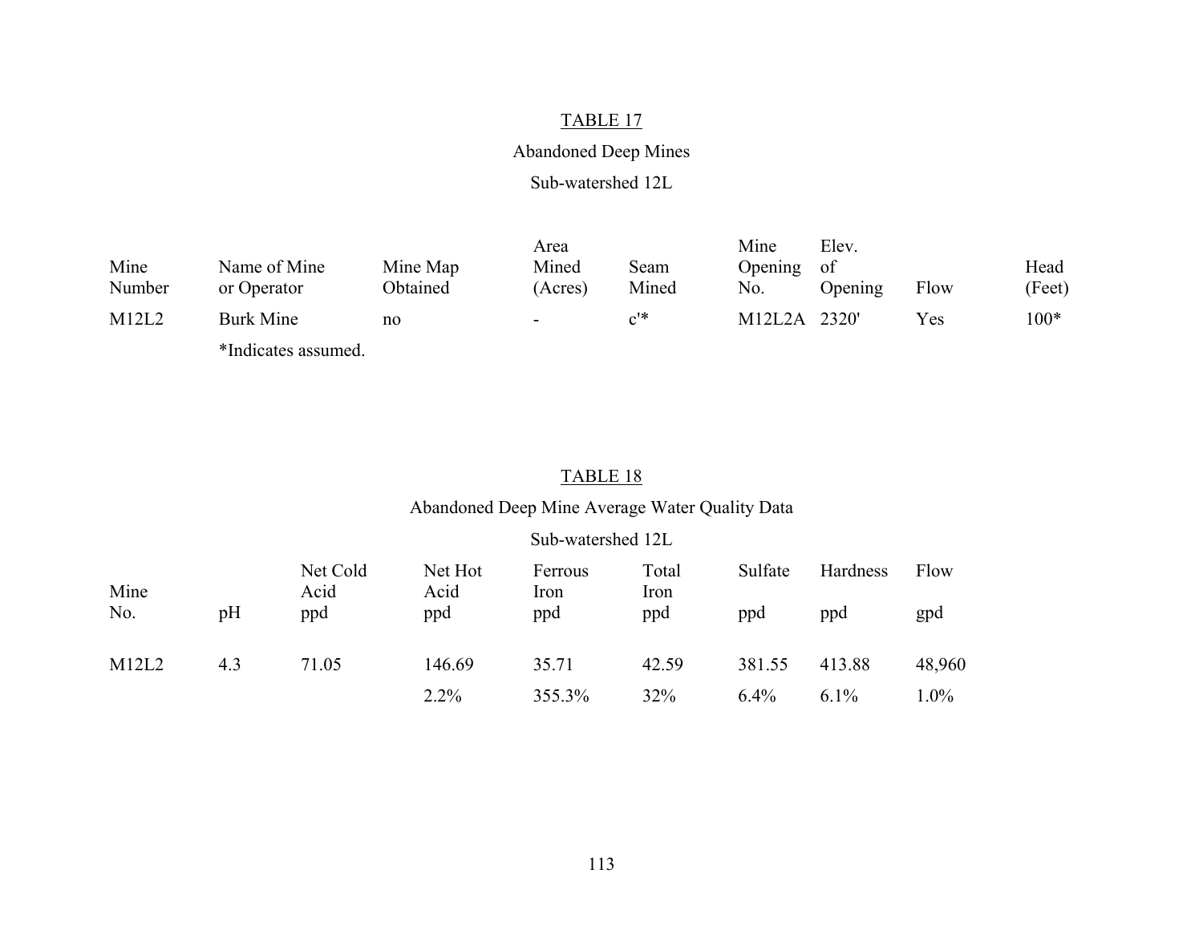TABLE 17

Abandoned Deep Mines

Sub-watershed 12L

| Mine Number | Name of Mine or Operator | Mine Map Obtained | Area Mined (Acres) | Seam Mined | Mine Opening No. | Elev. of Opening | Flow | Head (Feet) |
|---|---|---|---|---|---|---|---|---|
| M12L2 | Burk Mine | no | - | c'* | M12L2A | 2320' | Yes | 100* |

*Indicates assumed.

TABLE 18

Abandoned Deep Mine Average Water Quality Data

Sub-watershed 12L

| Mine No. | pH | Net Cold Acid ppd | Net Hot Acid ppd | Ferrous Iron ppd | Total Iron ppd | Sulfate ppd | Hardness ppd | Flow gpd |
|---|---|---|---|---|---|---|---|---|
| M12L2 | 4.3 | 71.05 | 146.69 | 35.71 | 42.59 | 381.55 | 413.88 | 48,960 |
| | | | 2.2% | 355.3% | 32% | 6.4% | 6.1% | 1.0% |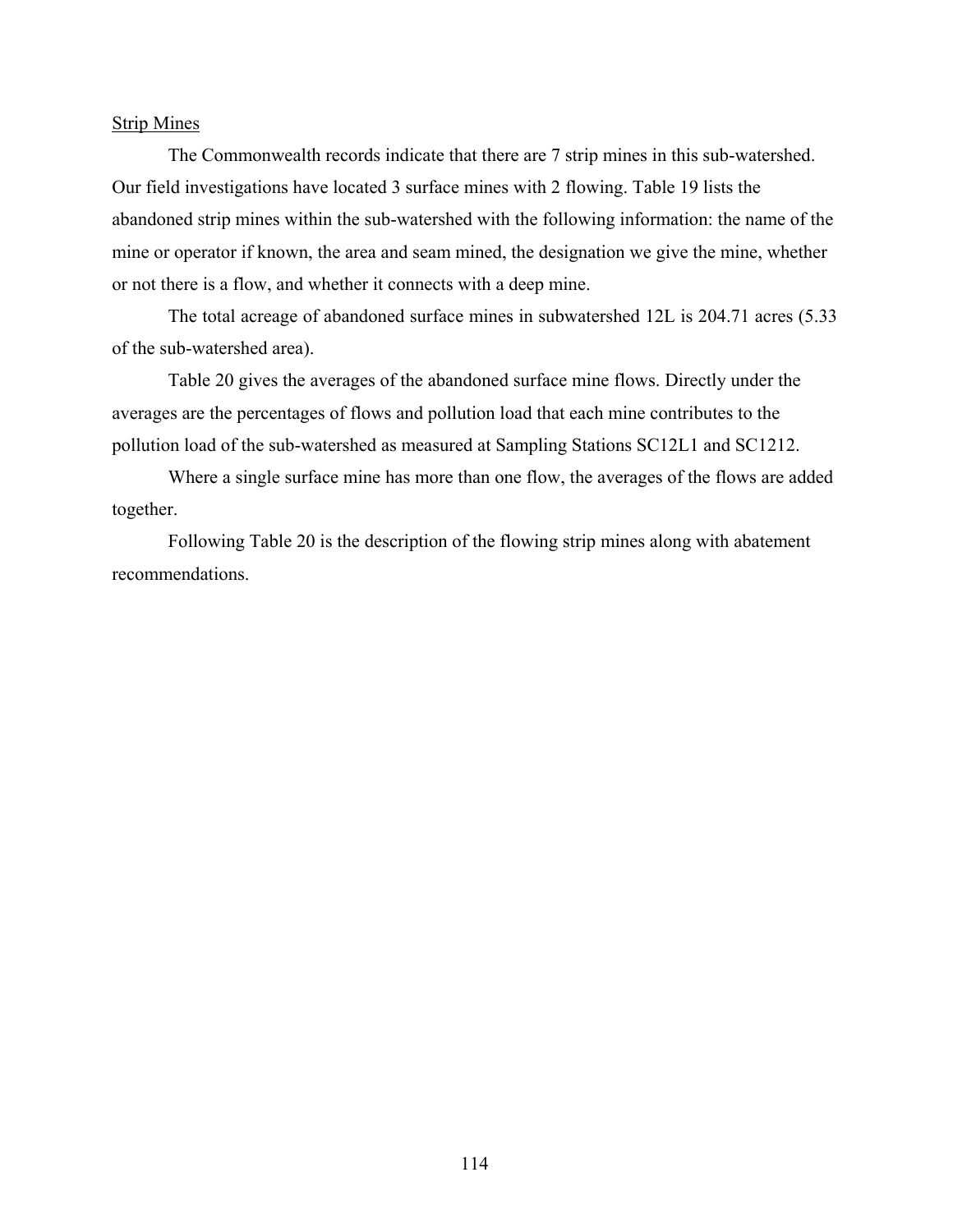Strip Mines

The Commonwealth records indicate that there are 7 strip mines in this sub-watershed. Our field investigations have located 3 surface mines with 2 flowing. Table 19 lists the abandoned strip mines within the sub-watershed with the following information: the name of the mine or operator if known, the area and seam mined, the designation we give the mine, whether or not there is a flow, and whether it connects with a deep mine.

The total acreage of abandoned surface mines in subwatershed 12L is 204.71 acres (5.33 of the sub-watershed area).

Table 20 gives the averages of the abandoned surface mine flows. Directly under the averages are the percentages of flows and pollution load that each mine contributes to the pollution load of the sub-watershed as measured at Sampling Stations SC12L1 and SC1212.

Where a single surface mine has more than one flow, the averages of the flows are added together.

Following Table 20 is the description of the flowing strip mines along with abatement recommendations.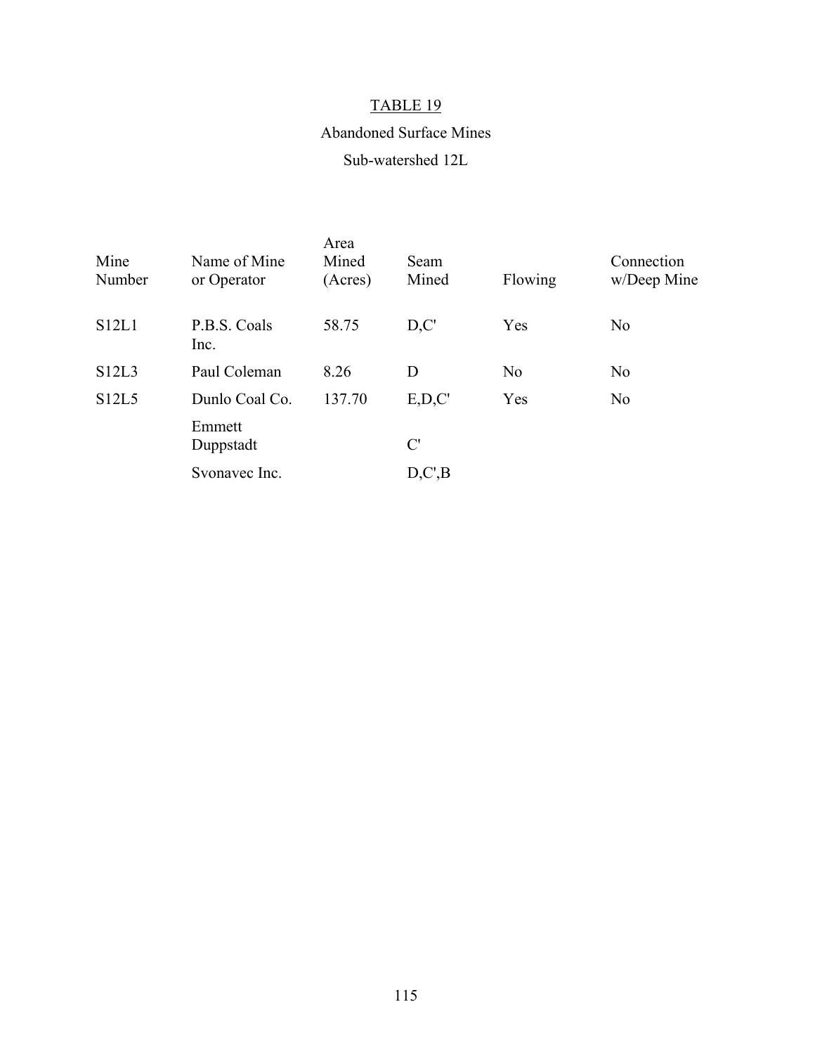# TABLE 19

## Abandoned Surface Mines

## Sub-watershed 12L

| Mine Number | Name of Mine or Operator | Area Mined (Acres) | Seam Mined | Flowing | Connection w/Deep Mine |
|---|---|---|---|---|---|
| S12L1 | P.B.S. Coals Inc. | 58.75 | D,C' | Yes | No |
| S12L3 | Paul Coleman | 8.26 | D | No | No |
| S12L5 | Dunlo Coal Co. | 137.70 | E,D,C' | Yes | No |
| | Emmett Duppstadt | | C' | | |
| | Svonavec Inc. | | D,C',B | | |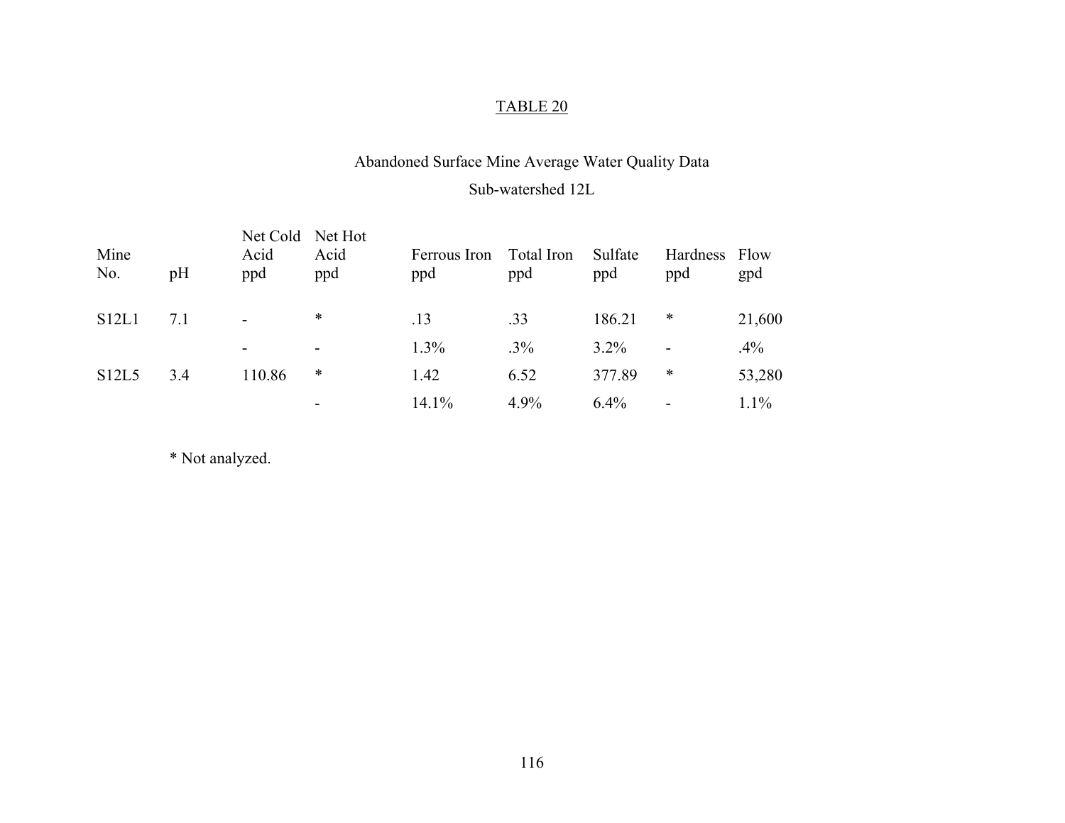TABLE 20

Abandoned Surface Mine Average Water Quality Data

Sub-watershed 12L

| Mine No. | pH | Net Cold Acid ppd | Net Hot Acid ppd | Ferrous Iron ppd | Total Iron ppd | Sulfate ppd | Hardness ppd | Flow gpd |
|---|---|---|---|---|---|---|---|---|
| S12L1 | 7.1 | - | * | .13 | .33 | 186.21 | * | 21,600 |
| | | - | - | 1.3% | .3% | 3.2% | - | .4% |
| S12L5 | 3.4 | 110.86 | * | 1.42 | 6.52 | 377.89 | * | 53,280 |
| | | | - | 14.1% | 4.9% | 6.4% | - | 1.1% |

* Not analyzed.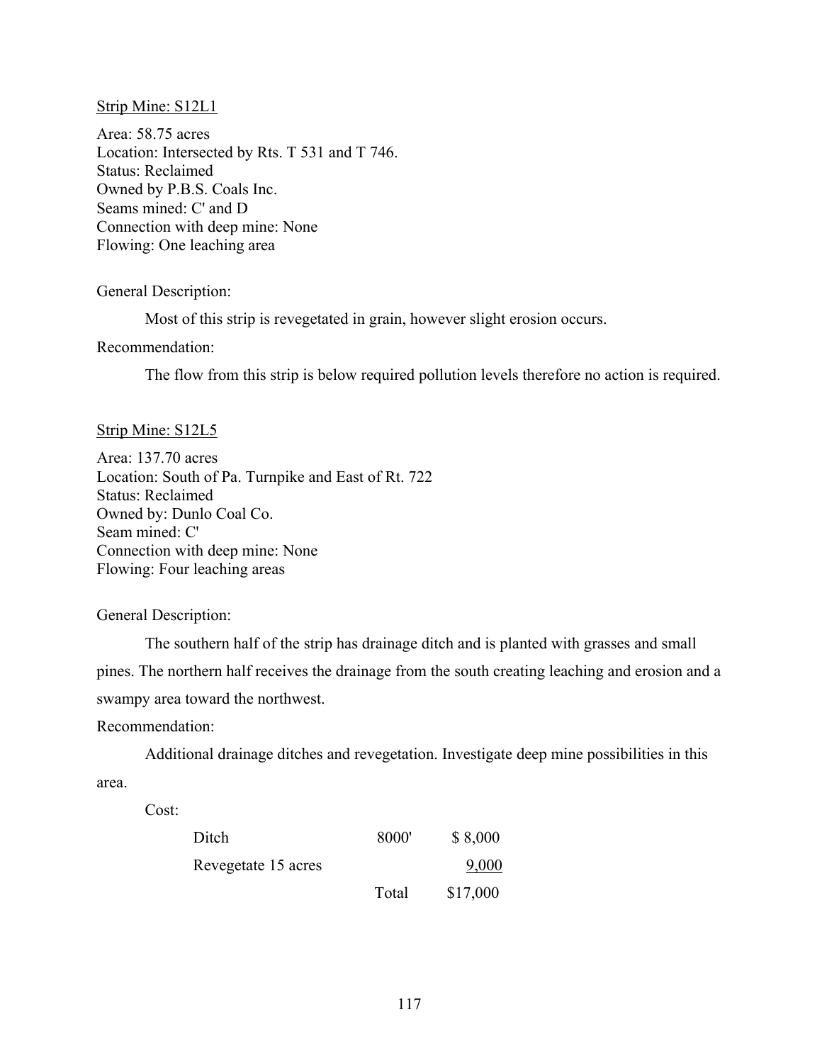Strip Mine: S12L1

Area: 58.75 acres
Location: Intersected by Rts. T 531 and T 746.
Status: Reclaimed
Owned by P.B.S. Coals Inc.
Seams mined: C' and D
Connection with deep mine: None
Flowing: One leaching area

General Description:

Most of this strip is revegetated in grain, however slight erosion occurs.

Recommendation:

The flow from this strip is below required pollution levels therefore no action is required.

Strip Mine: S12L5

Area: 137.70 acres
Location: South of Pa. Turnpike and East of Rt. 722
Status: Reclaimed
Owned by: Dunlo Coal Co.
Seam mined: C'
Connection with deep mine: None
Flowing: Four leaching areas

General Description:

The southern half of the strip has drainage ditch and is planted with grasses and small pines. The northern half receives the drainage from the south creating leaching and erosion and a swampy area toward the northwest.

Recommendation:

Additional drainage ditches and revegetation. Investigate deep mine possibilities in this area.

Cost:

| | | |
|---|---|---|
| Ditch | 8000' | $ 8,000 |
| Revegetate 15 acres | | 9,000 |
| | Total | $17,000 |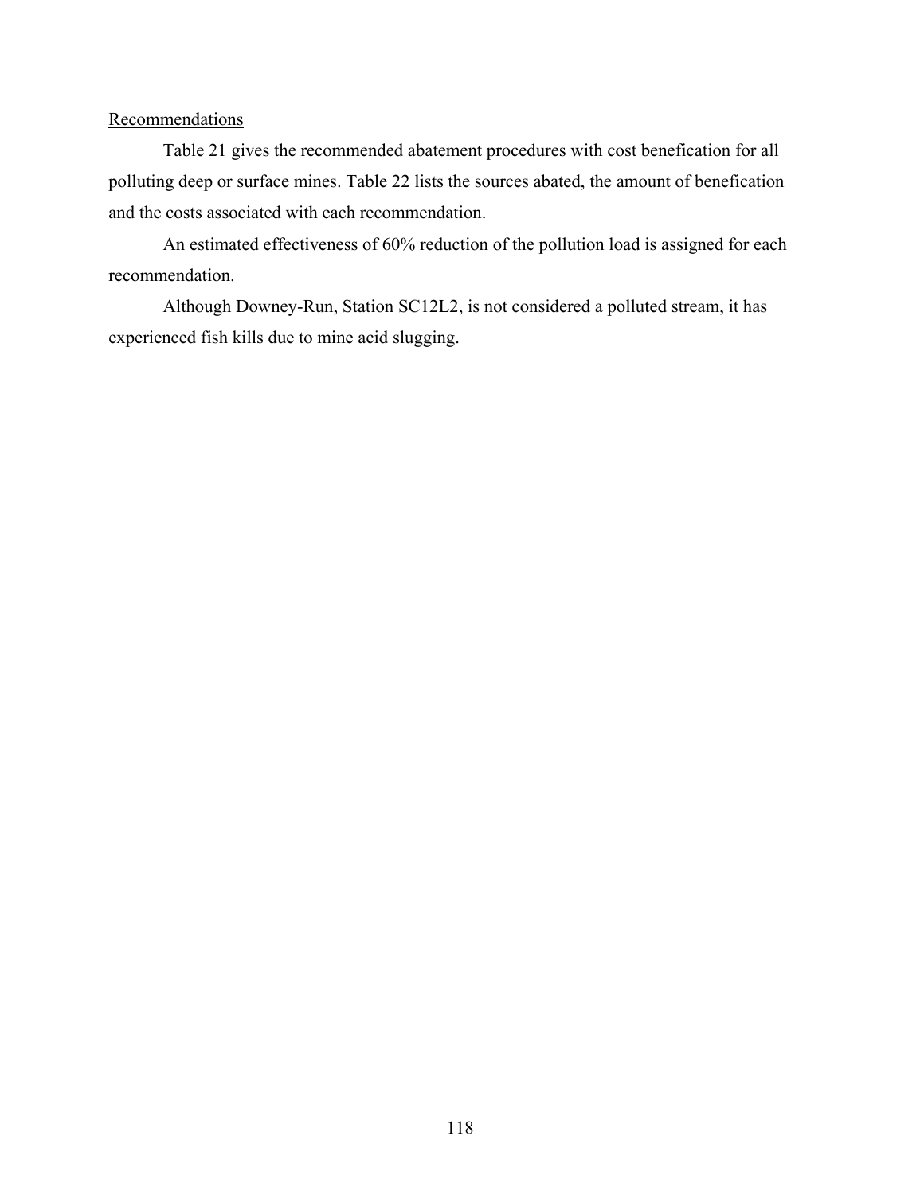Recommendations

Table 21 gives the recommended abatement procedures with cost benefication for all polluting deep or surface mines. Table 22 lists the sources abated, the amount of benefication and the costs associated with each recommendation.

An estimated effectiveness of 60% reduction of the pollution load is assigned for each recommendation.

Although Downey-Run, Station SC12L2, is not considered a polluted stream, it has experienced fish kills due to mine acid slugging.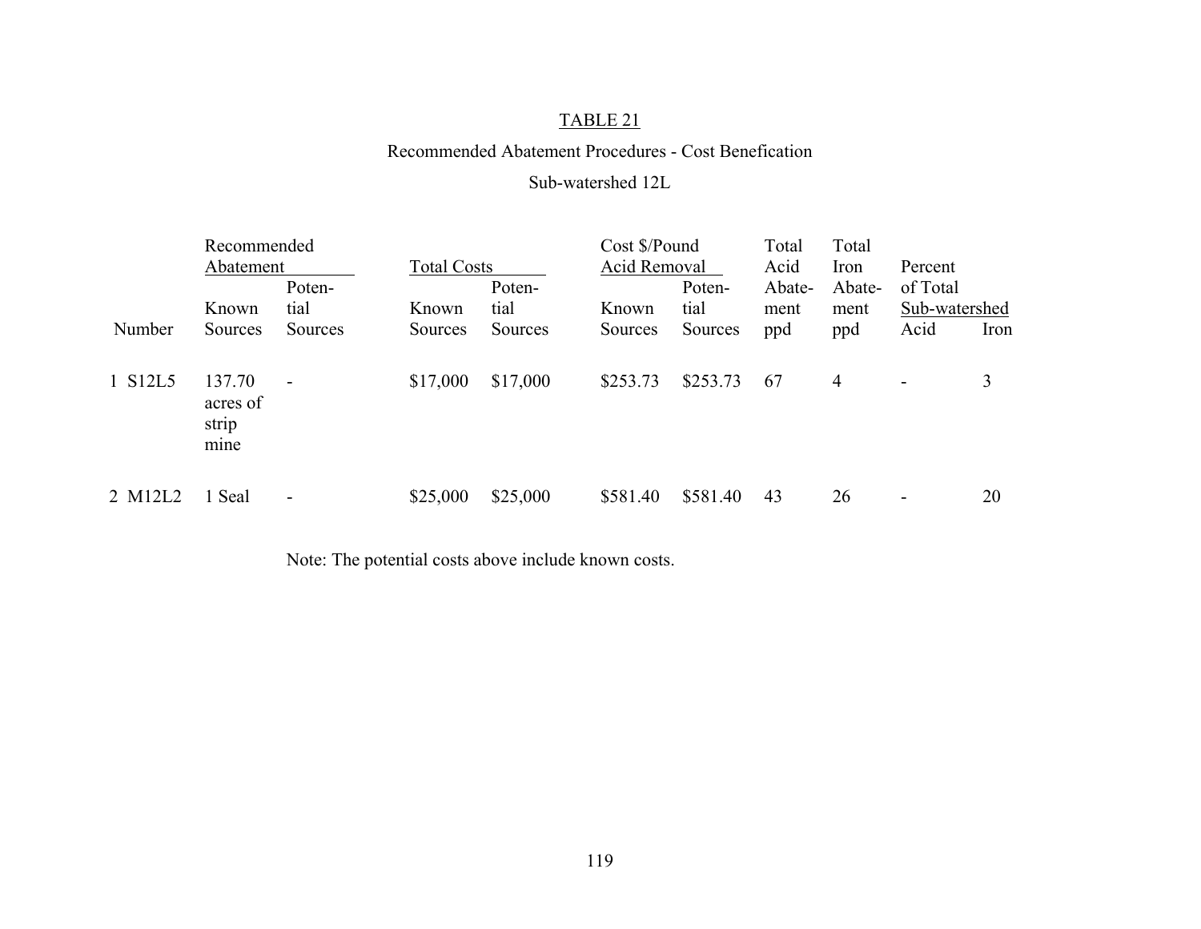TABLE 21

Recommended Abatement Procedures - Cost Benefication

Sub-watershed 12L

| Number | Recommended Abatement | | Total Costs | | Cost $/Pound Acid Removal | | Total Acid Abatement | Total Iron Abatement | Percent of Total Sub-watershed | |
|---|---|---|---|---|---|---|---|---|---|---|
| | Known Sources | Potential Sources | Known Sources | Potential Sources | Known Sources | Potential Sources | ppd | ppd | Acid | Iron |
| 1 S12L5 | 137.70 acres of strip mine | - | $17,000 | $17,000 | $253.73 | $253.73 | 67 | 4 | - | 3 |
| 2 M12L2 | 1 Seal | - | $25,000 | $25,000 | $581.40 | $581.40 | 43 | 26 | - | 20 |

Note: The potential costs above include known costs.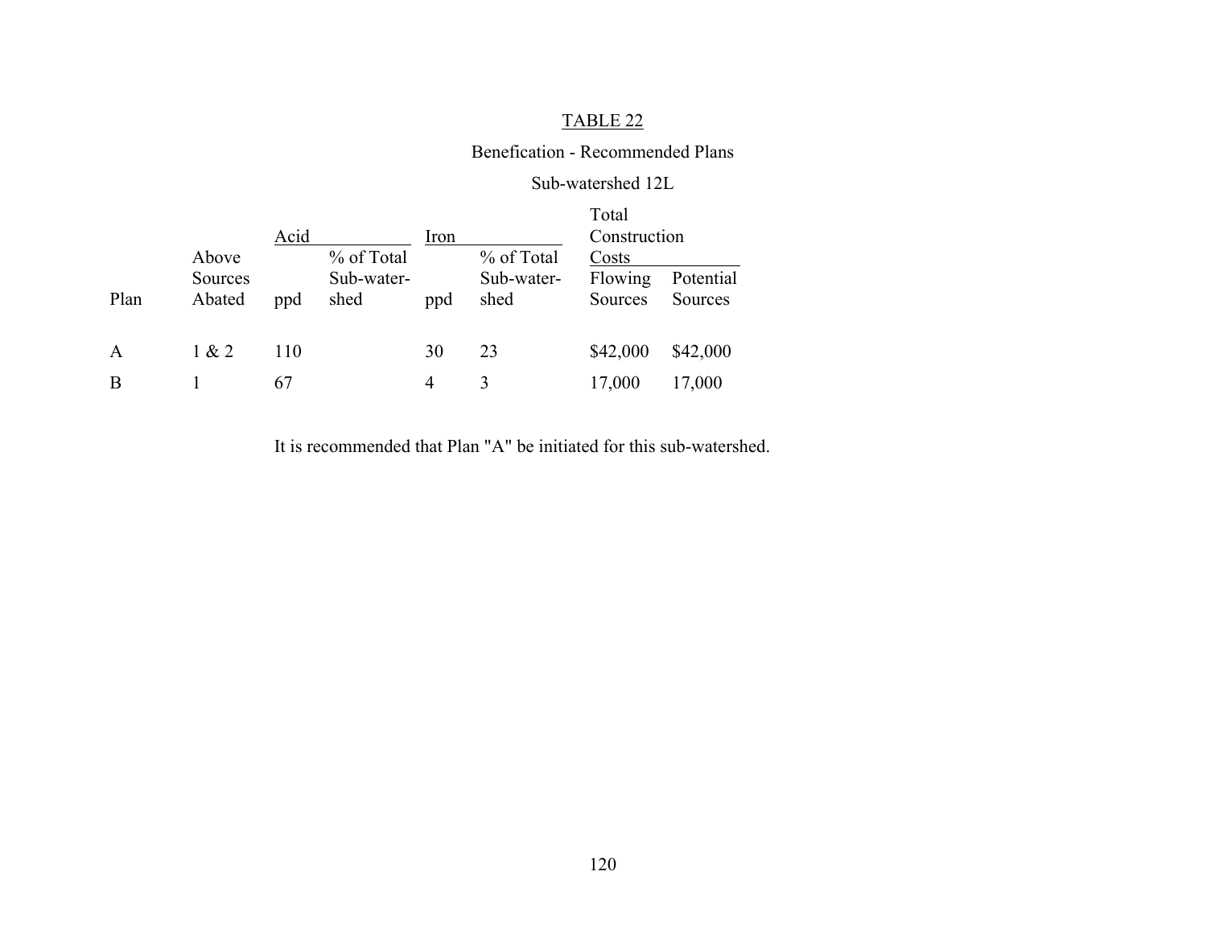TABLE 22

Benefication - Recommended Plans

Sub-watershed 12L

| Plan | Above Sources Abated | Acid | | Iron | | Total Construction Costs | |
|---|---|---|---|---|---|---|---|
| | | ppd | % of Total Sub-watershed | ppd | % of Total Sub-watershed | Flowing Sources | Potential Sources |
| A | 1 & 2 | 110 | | 30 | 23 | $42,000 | $42,000 |
| B | 1 | 67 | | 4 | 3 | 17,000 | 17,000 |

It is recommended that Plan "A" be initiated for this sub-watershed.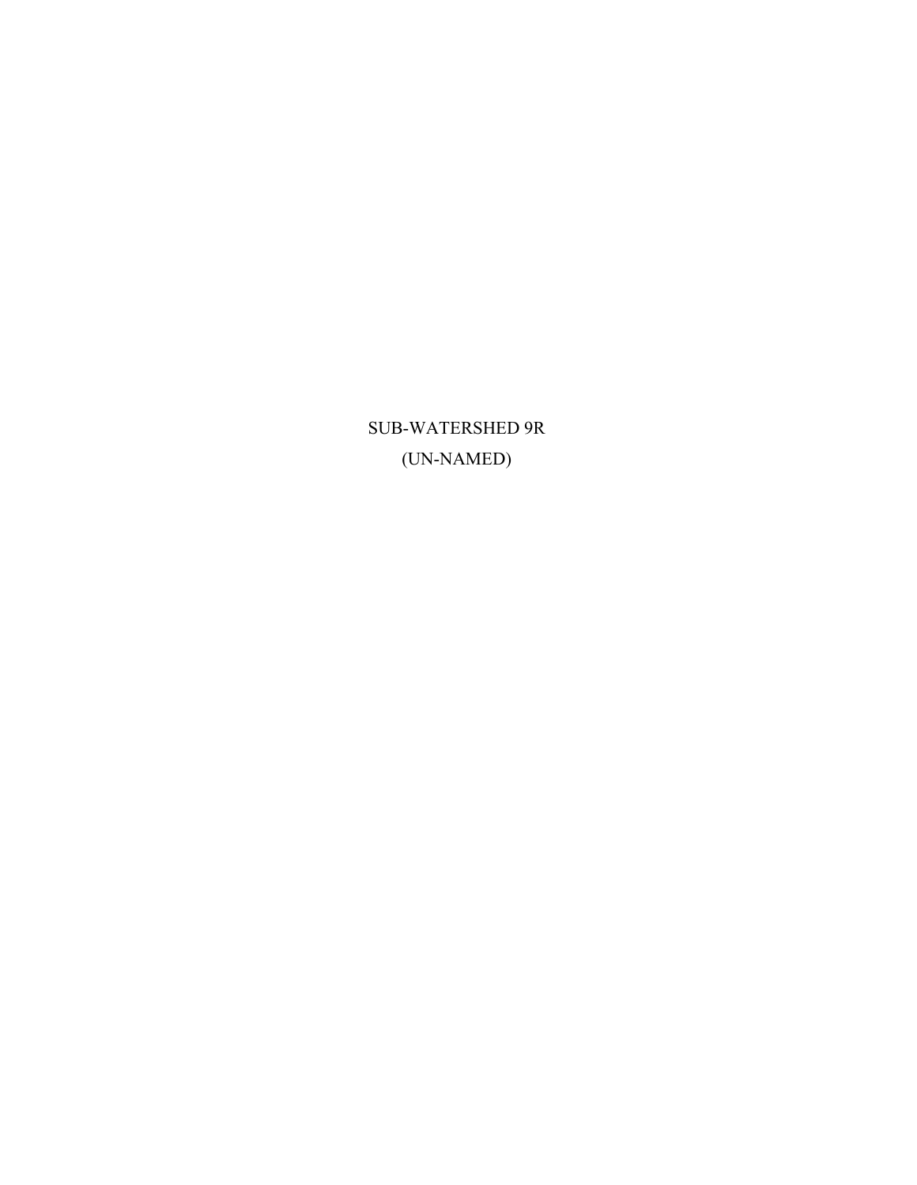# SUB-WATERSHED 9R

(UN-NAMED)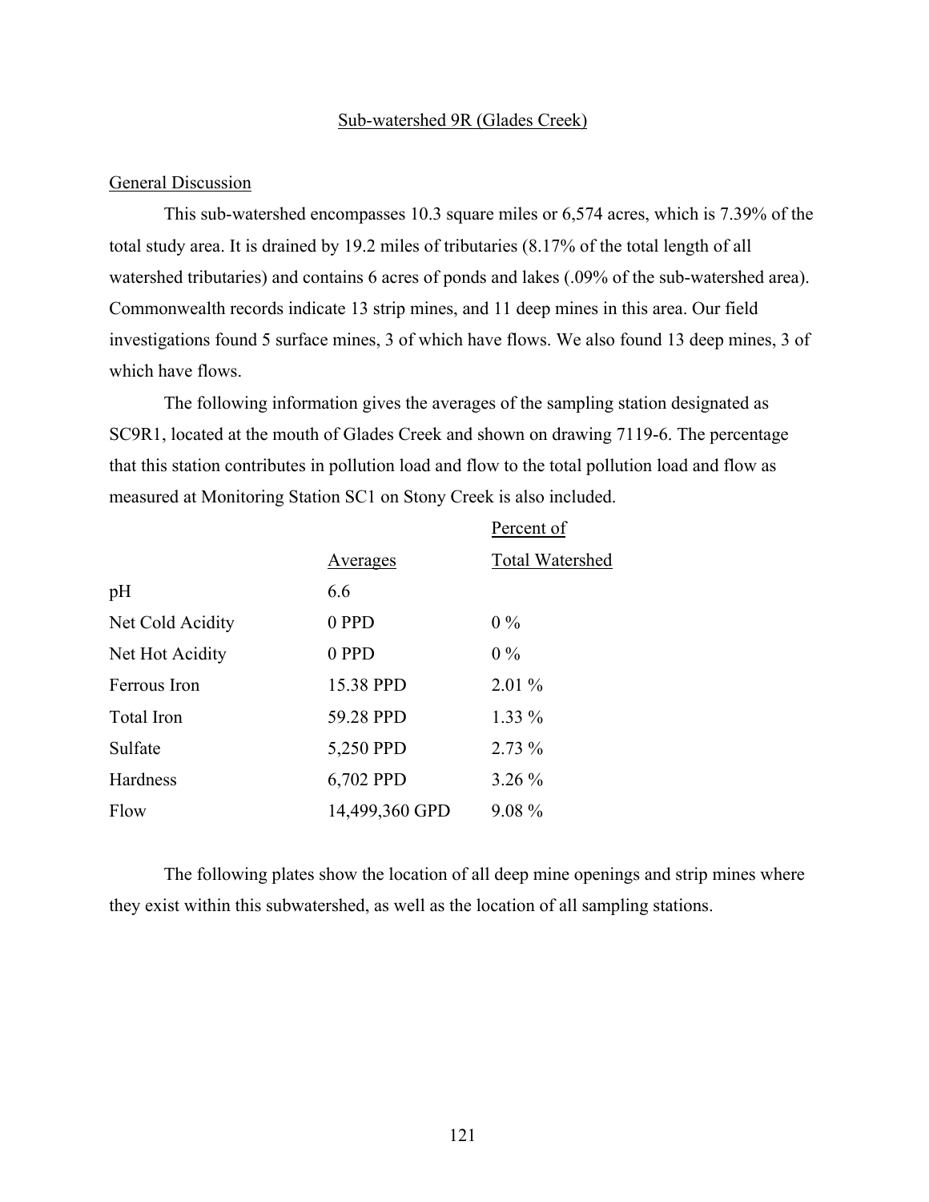## Sub-watershed 9R (Glades Creek)

### General Discussion

This sub-watershed encompasses 10.3 square miles or 6,574 acres, which is 7.39% of the total study area. It is drained by 19.2 miles of tributaries (8.17% of the total length of all watershed tributaries) and contains 6 acres of ponds and lakes (.09% of the sub-watershed area). Commonwealth records indicate 13 strip mines, and 11 deep mines in this area. Our field investigations found 5 surface mines, 3 of which have flows. We also found 13 deep mines, 3 of which have flows.

The following information gives the averages of the sampling station designated as SC9R1, located at the mouth of Glades Creek and shown on drawing 7119-6. The percentage that this station contributes in pollution load and flow to the total pollution load and flow as measured at Monitoring Station SC1 on Stony Creek is also included.

| | Averages | Percent of Total Watershed |
|---|---|---|
| pH | 6.6 | |
| Net Cold Acidity | 0 PPD | 0 % |
| Net Hot Acidity | 0 PPD | 0 % |
| Ferrous Iron | 15.38 PPD | 2.01 % |
| Total Iron | 59.28 PPD | 1.33 % |
| Sulfate | 5,250 PPD | 2.73 % |
| Hardness | 6,702 PPD | 3.26 % |
| Flow | 14,499,360 GPD | 9.08 % |

The following plates show the location of all deep mine openings and strip mines where they exist within this subwatershed, as well as the location of all sampling stations.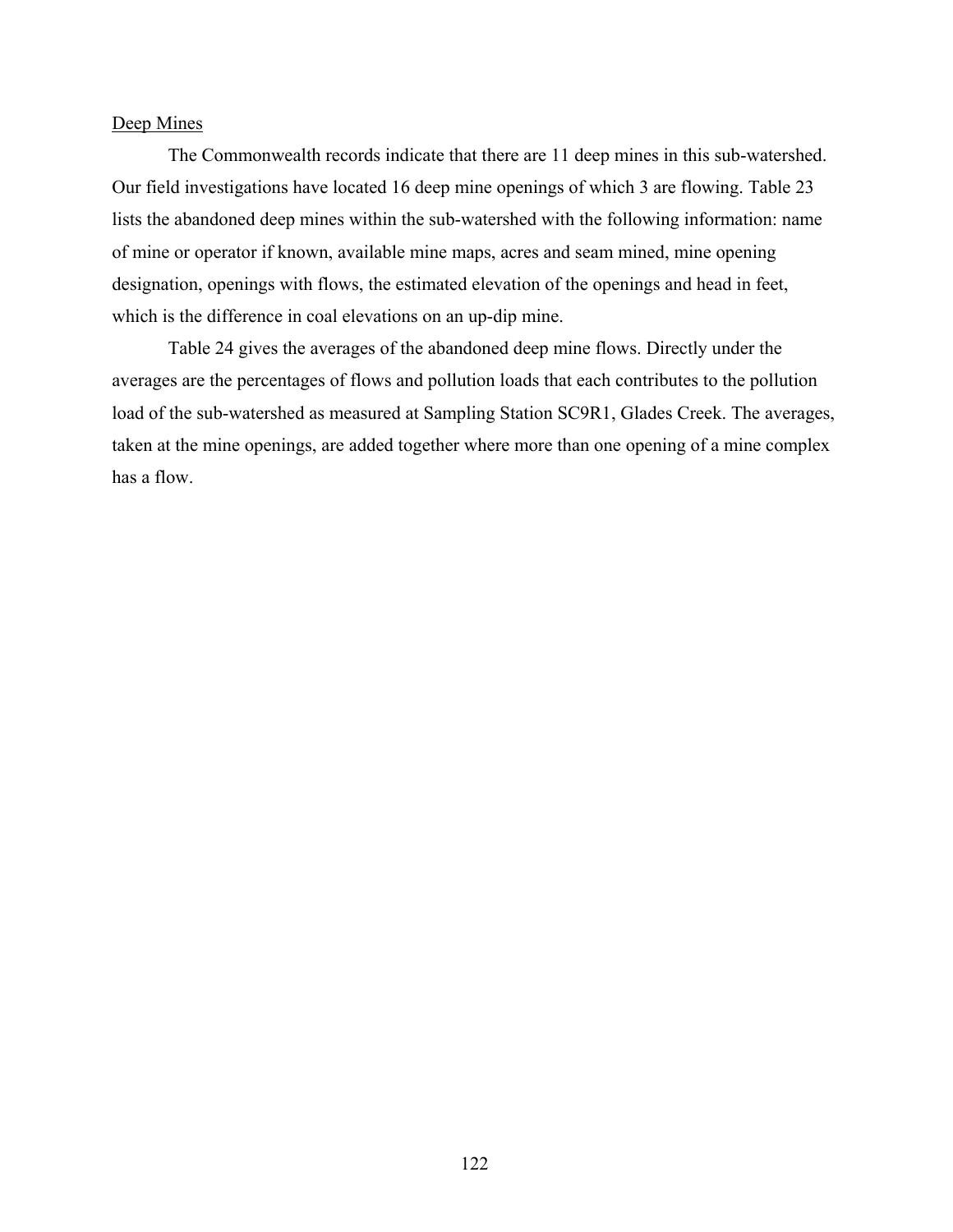Deep Mines

The Commonwealth records indicate that there are 11 deep mines in this sub-watershed. Our field investigations have located 16 deep mine openings of which 3 are flowing. Table 23 lists the abandoned deep mines within the sub-watershed with the following information: name of mine or operator if known, available mine maps, acres and seam mined, mine opening designation, openings with flows, the estimated elevation of the openings and head in feet, which is the difference in coal elevations on an up-dip mine.

Table 24 gives the averages of the abandoned deep mine flows. Directly under the averages are the percentages of flows and pollution loads that each contributes to the pollution load of the sub-watershed as measured at Sampling Station SC9R1, Glades Creek. The averages, taken at the mine openings, are added together where more than one opening of a mine complex has a flow.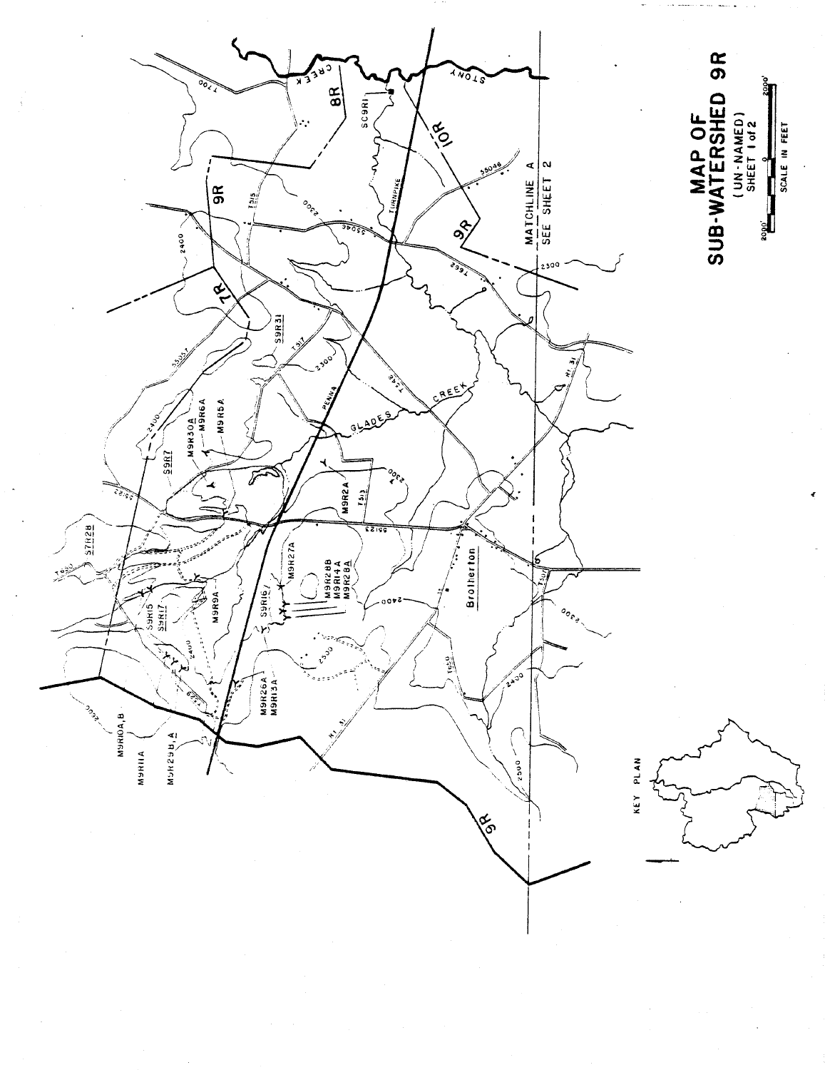# MAP OF SUB-WATERSHED 9R

(UN-NAMED)
SHEET 1 of 2

2000' 0 2000'
SCALE IN FEET

KEY PLAN

MATCHLINE A
SEE SHEET 2

STONY CREEK

GLADES CREEK

PENNA TURNPIKE

Brotherton

7R

8R

9R

10R

SC9R1

S9R31

S9R7

S7R28

S9R15

S9R17

S9R16

M9R30A

M9R6A

M9R5A

M9R2A

M9R27A

M9R28B

M9R14A

M9R28A

M9R9A

M9R26A

M9R13A

M9R10A,B

M9R11A

M9R29B,A

T700

T515

T517

T513

T546

T662

T650

55046

55057

55122

55123

2300

2400

2500

RT. 31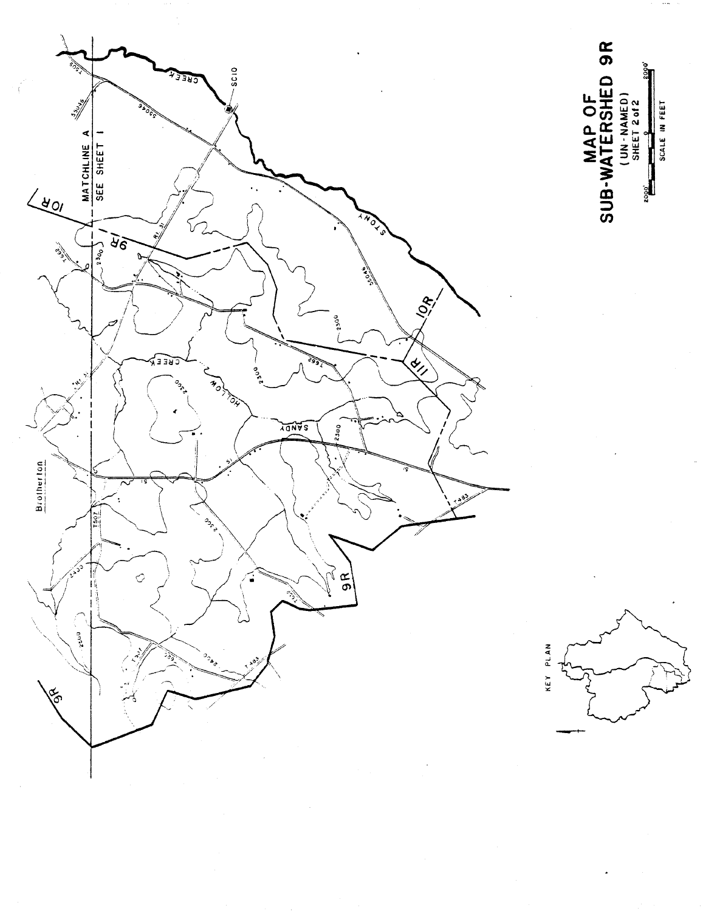# MAP OF SUB-WATERSHED 9R

(UN-NAMED)
SHEET 2 of 2

2000' 0 2000'

SCALE IN FEET

MATCHLINE A
SEE SHEET 1

KEY PLAN

9R

10R

11R

STONY CREEK

SANDY HOLLOW CREEK

SCIO

Brotherton

2300

2400

2500

T507

T483

T662

T402

T492

SR3046

Rt. 31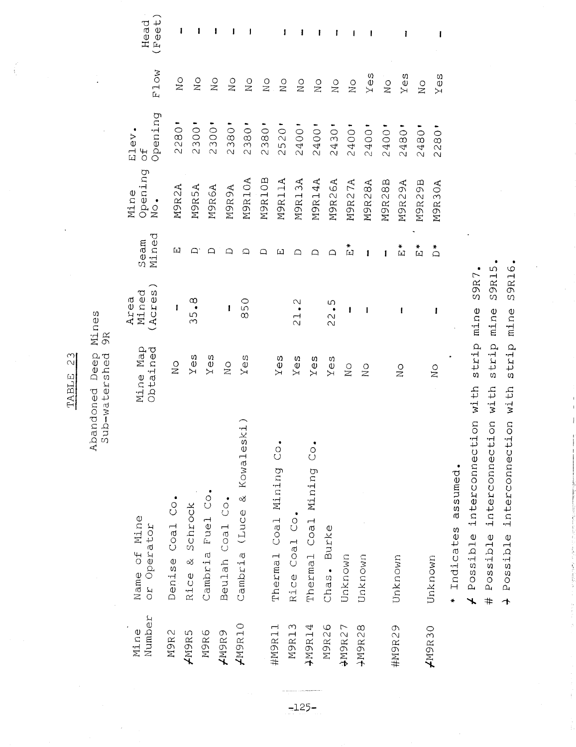TABLE 23

Abandoned Deep Mines
Sub-watershed 9R

| Mine Number | Name of Mine or Operator | Mine Map Obtained | Area Mined (Acres) | Seam Mined | Mine Opening No. | Elev. of Opening | Flow | Head (Feet) |
|---|---|---|---|---|---|---|---|---|
| M9R2 | Denise Coal Co. | No | - | E | M9R2A | 2280' | No | - |
| ✓M9R5 | Rice & Schrock | Yes | 35.8 | D | M9R5A | 2300' | No | - |
| M9R6 | Cambria Fuel Co. | Yes | | D | M9R6A | 2300' | No | - |
| ✓M9R9 | Beulah Coal Co. | No | - | D | M9R9A | 2380' | No | - |
| ✓M9R10 | Cambria (Luce & Kowaleski) | Yes | 850 | D | M9R10A | 2380' | No | - |
| | | | | D | M9R10B | 2380' | No | |
| #M9R11 | Thermal Coal Mining Co. | Yes | | E | M9R11A | 2520' | No | - |
| M9R13 | Rice Coal Co. | Yes | 21.2 | D | M9R13A | 2400' | No | - |
| ✓M9R14 | Thermal Coal Mining Co. | Yes | | D | M9R14A | 2400' | No | - |
| M9R26 | Chas. Burke | Yes | 22.5 | D | M9R26A | 2430' | No | - |
| ✓M9R27 | Unknown | No | - | E* | M9R27A | 2400' | No | - |
| ✓M9R28 | Unknown | No | - | - | M9R28A | 2400' | Yes | - |
| | | | | - | M9R28B | 2400' | No | |
| #M9R29 | Unknown | No | - | E* | M9R29A | 2480' | Yes | - |
| | | | | E* | M9R29B | 2480' | No | |
| ✓M9R30 | Unknown | No | - | D* | M9R30A | 2280' | Yes | - |

\* Indicates assumed.

✓ Possible interconnection with strip mine S9R7.

\# Possible interconnection with strip mine S9R15.

✓ Possible interconnection with strip mine S9R16.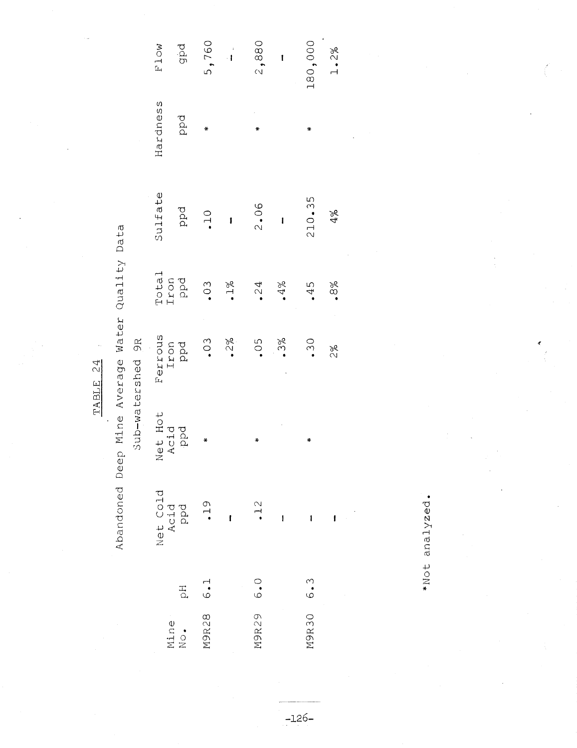# TABLE 24

## Abandoned Deep Mine Average Water Quality Data

### Sub-watershed 9R

| Mine No. | pH | Net Cold Acid ppd | Net Hot Acid ppd | Ferrous Iron ppd | Total Iron ppd | Sulfate ppd | Hardness ppd | Flow gpd |
|---|---|---|---|---|---|---|---|---|
| M9R28 | 6.1 | .19 | * | .03 | .03 | .10 | * | 5,760 |
| | | - | | .2% | .1% | - | | - |
| M9R29 | 6.0 | .12 | * | .05 | .24 | 2.06 | * | 2,880 |
| | | - | | .3% | .4% | - | | - |
| M9R30 | 6.3 | - | * | .30 | .45 | 210.35 | * | 180,000 |
| | | - | | 2% | .8% | 4% | | 1.2% |

*Not analyzed.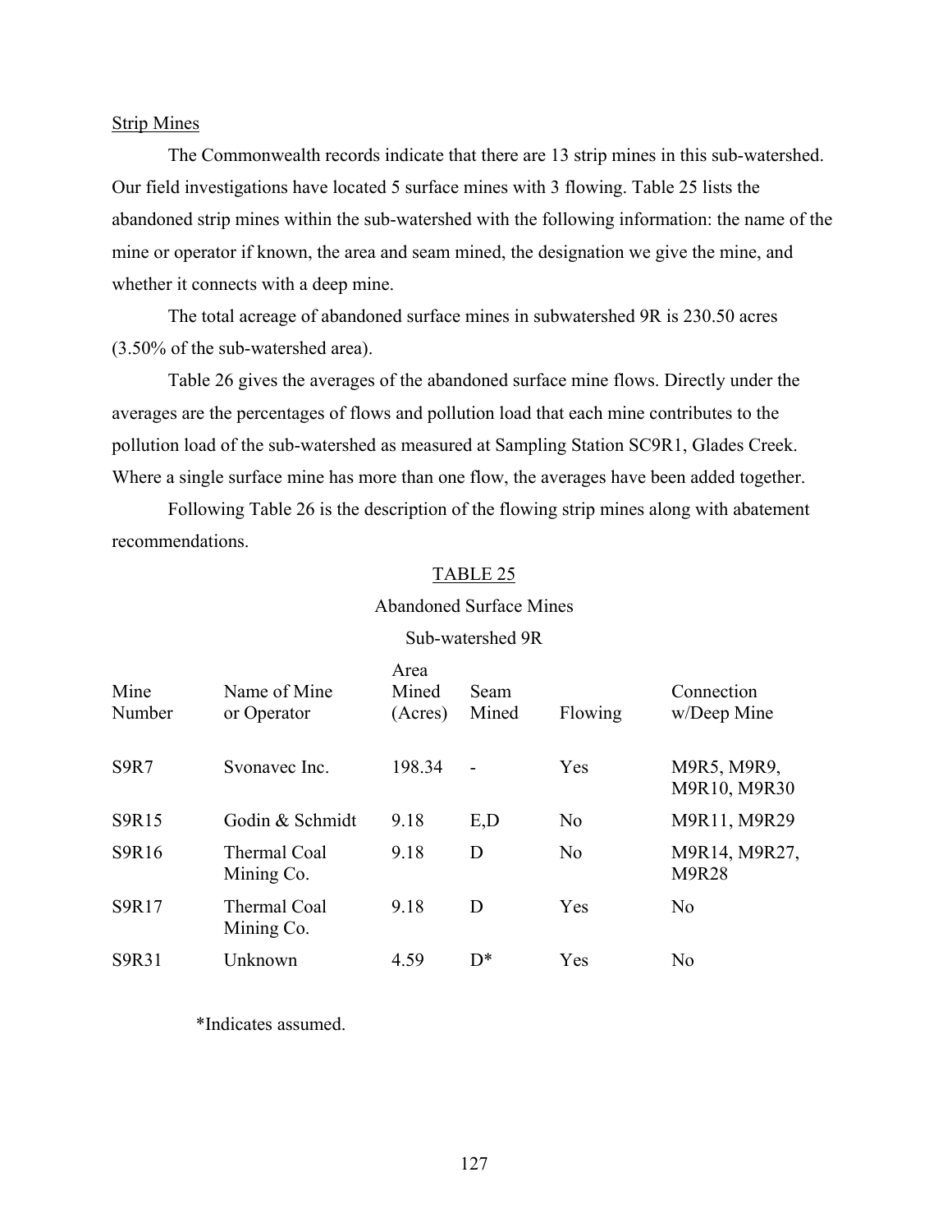Strip Mines

The Commonwealth records indicate that there are 13 strip mines in this sub-watershed. Our field investigations have located 5 surface mines with 3 flowing. Table 25 lists the abandoned strip mines within the sub-watershed with the following information: the name of the mine or operator if known, the area and seam mined, the designation we give the mine, and whether it connects with a deep mine.

The total acreage of abandoned surface mines in subwatershed 9R is 230.50 acres (3.50% of the sub-watershed area).

Table 26 gives the averages of the abandoned surface mine flows. Directly under the averages are the percentages of flows and pollution load that each mine contributes to the pollution load of the sub-watershed as measured at Sampling Station SC9R1, Glades Creek. Where a single surface mine has more than one flow, the averages have been added together.

Following Table 26 is the description of the flowing strip mines along with abatement recommendations.

TABLE 25

Abandoned Surface Mines

Sub-watershed 9R

| Mine Number | Name of Mine or Operator | Area Mined (Acres) | Seam Mined | Flowing | Connection w/Deep Mine |
|---|---|---|---|---|---|
| S9R7 | Svonavec Inc. | 198.34 | - | Yes | M9R5, M9R9, M9R10, M9R30 |
| S9R15 | Godin & Schmidt | 9.18 | E,D | No | M9R11, M9R29 |
| S9R16 | Thermal Coal Mining Co. | 9.18 | D | No | M9R14, M9R27, M9R28 |
| S9R17 | Thermal Coal Mining Co. | 9.18 | D | Yes | No |
| S9R31 | Unknown | 4.59 | D* | Yes | No |

*Indicates assumed.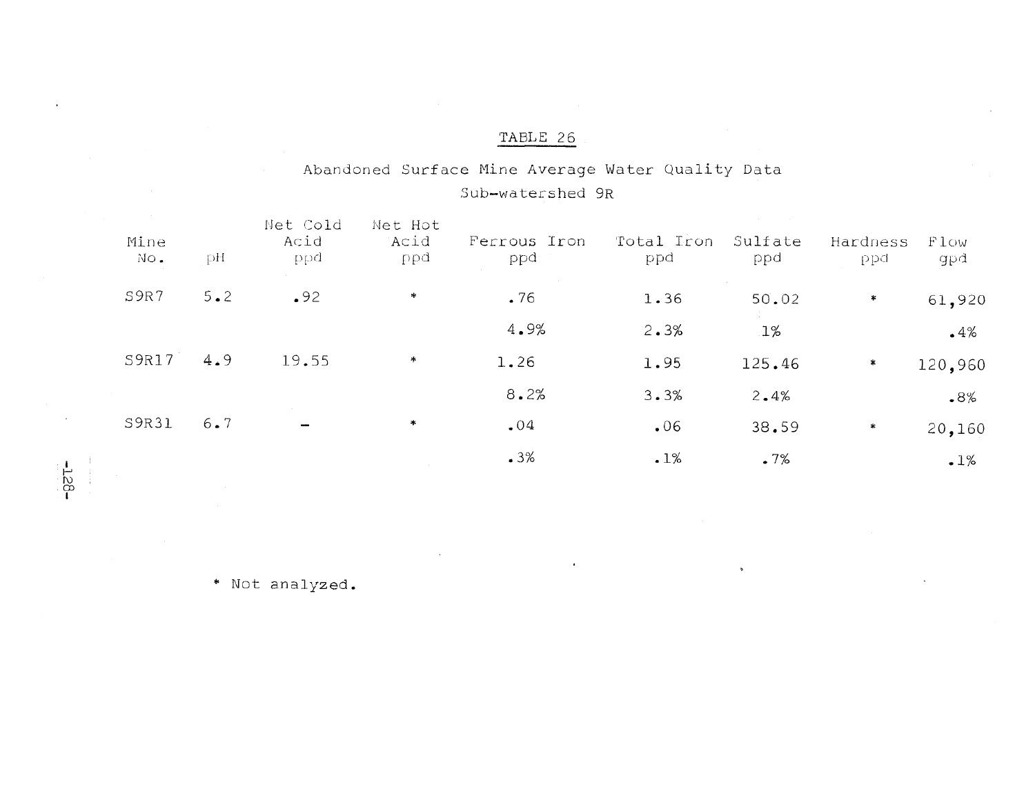# TABLE 26

## Abandoned Surface Mine Average Water Quality Data

### Sub-watershed 9R

| Mine No. | pH | Net Cold Acid ppd | Net Hot Acid ppd | Ferrous Iron ppd | Total Iron ppd | Sulfate ppd | Hardness ppd | Flow gpd |
|---|---|---|---|---|---|---|---|---|
| S9R7 | 5.2 | .92 | * | .76 | 1.36 | 50.02 | * | 61,920 |
| | | | | 4.9% | 2.3% | 1% | | .4% |
| S9R17 | 4.9 | 19.55 | * | 1.26 | 1.95 | 125.46 | * | 120,960 |
| | | | | 8.2% | 3.3% | 2.4% | | .8% |
| S9R31 | 6.7 | - | * | .04 | .06 | 38.59 | * | 20,160 |
| | | | | .3% | .1% | .7% | | .1% |

* Not analyzed.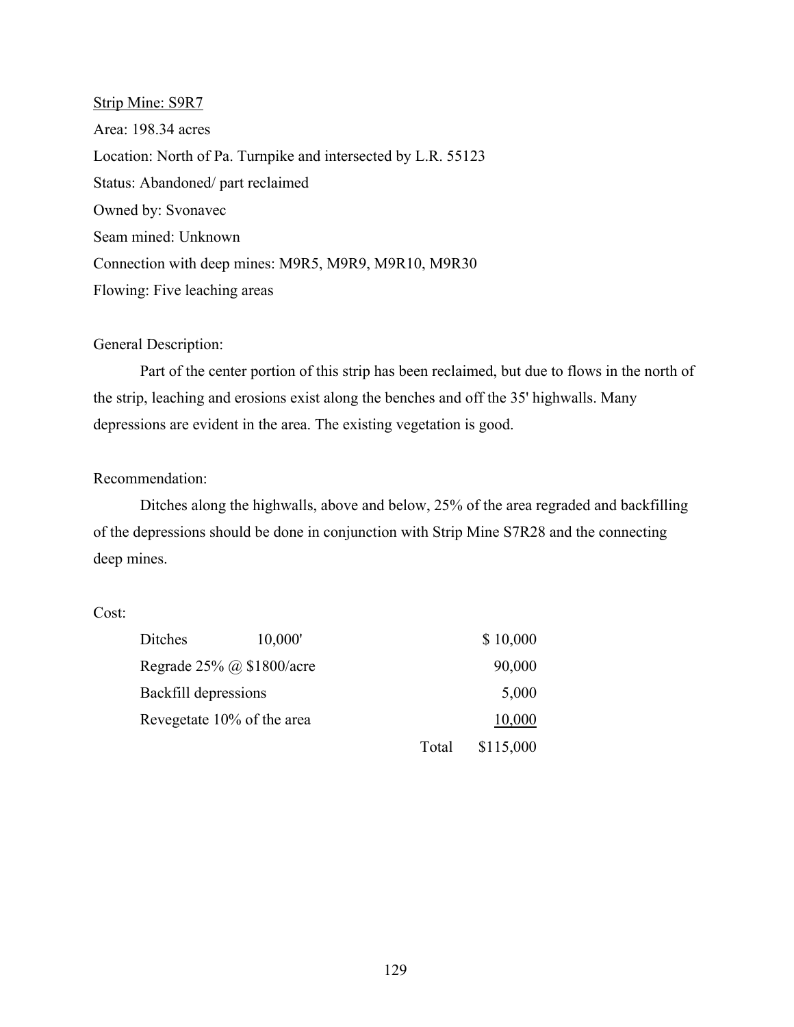Strip Mine: S9R7

Area: 198.34 acres

Location: North of Pa. Turnpike and intersected by L.R. 55123

Status: Abandoned/ part reclaimed

Owned by: Svonavec

Seam mined: Unknown

Connection with deep mines: M9R5, M9R9, M9R10, M9R30

Flowing: Five leaching areas

General Description:

Part of the center portion of this strip has been reclaimed, but due to flows in the north of the strip, leaching and erosions exist along the benches and off the 35' highwalls. Many depressions are evident in the area. The existing vegetation is good.

Recommendation:

Ditches along the highwalls, above and below, 25% of the area regraded and backfilling of the depressions should be done in conjunction with Strip Mine S7R28 and the connecting deep mines.

Cost:

| | | | |
|---|---|---|---|
| Ditches | 10,000' | | $ 10,000 |
| Regrade 25% @ $1800/acre | | | 90,000 |
| Backfill depressions | | | 5,000 |
| Revegetate 10% of the area | | | 10,000 |
| | | Total | $115,000 |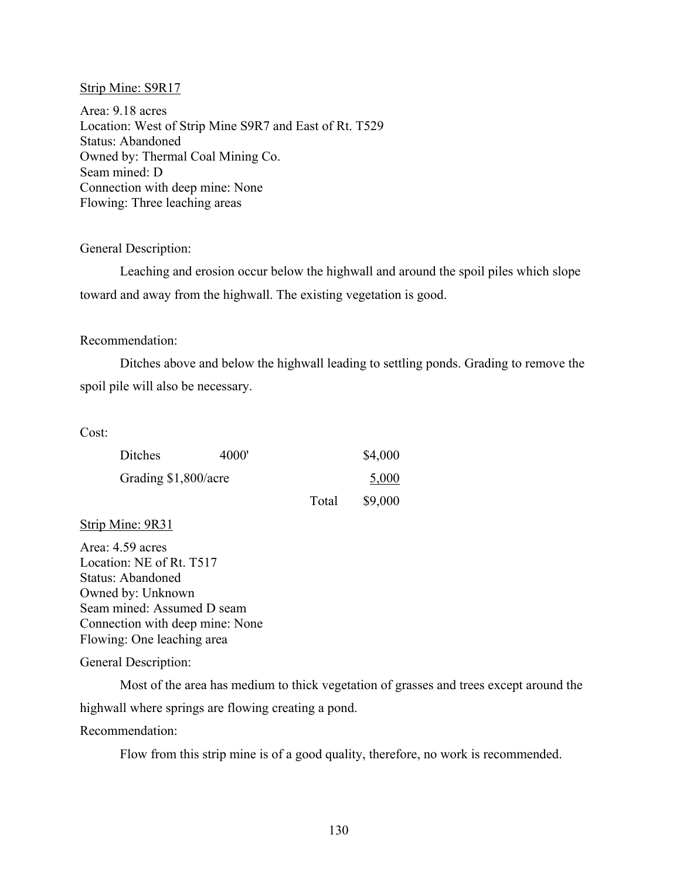Strip Mine: S9R17

Area: 9.18 acres
Location: West of Strip Mine S9R7 and East of Rt. T529
Status: Abandoned
Owned by: Thermal Coal Mining Co.
Seam mined: D
Connection with deep mine: None
Flowing: Three leaching areas

General Description:

Leaching and erosion occur below the highwall and around the spoil piles which slope toward and away from the highwall. The existing vegetation is good.

Recommendation:

Ditches above and below the highwall leading to settling ponds. Grading to remove the spoil pile will also be necessary.

Cost:

| | | | |
|---|---|---|---|
| Ditches | 4000' | | $4,000 |
| Grading $1,800/acre | | | 5,000 |
| | | Total | $9,000 |

Strip Mine: 9R31

Area: 4.59 acres
Location: NE of Rt. T517
Status: Abandoned
Owned by: Unknown
Seam mined: Assumed D seam
Connection with deep mine: None
Flowing: One leaching area

General Description:

Most of the area has medium to thick vegetation of grasses and trees except around the highwall where springs are flowing creating a pond.

Recommendation:

Flow from this strip mine is of a good quality, therefore, no work is recommended.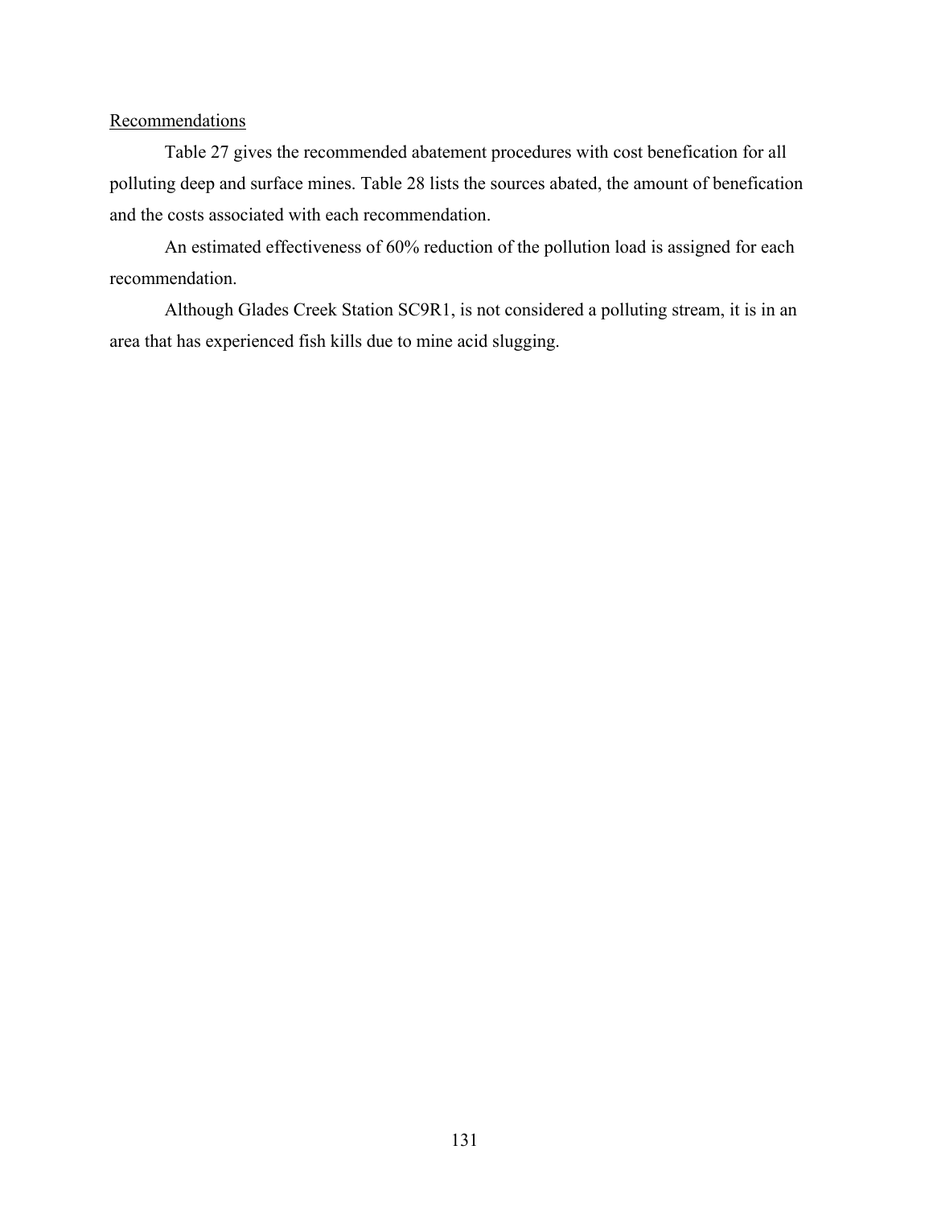<u>Recommendations</u>

Table 27 gives the recommended abatement procedures with cost benefication for all polluting deep and surface mines. Table 28 lists the sources abated, the amount of benefication and the costs associated with each recommendation.

An estimated effectiveness of 60% reduction of the pollution load is assigned for each recommendation.

Although Glades Creek Station SC9R1, is not considered a polluting stream, it is in an area that has experienced fish kills due to mine acid slugging.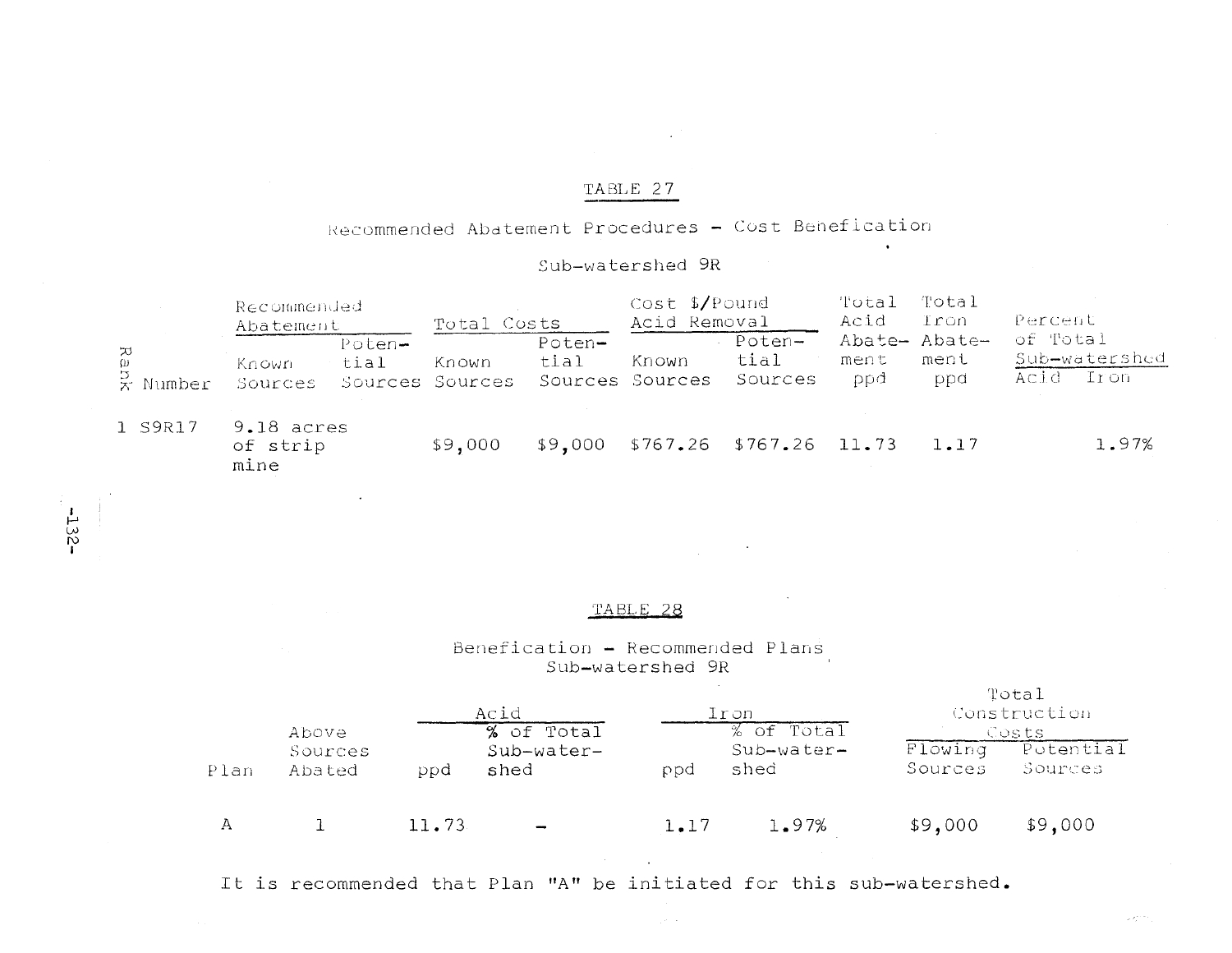TABLE 27

Recommended Abatement Procedures - Cost Benefication

Sub-watershed 9R

| Rank | Number | Recommended Abatement | | Total Costs | | Cost $/Pound Acid Removal | | Total Acid Abatement | Total Iron Abatement | Percent of Total Sub-watershed | |
|---|---|---|---|---|---|---|---|---|---|---|---|
| | | Known Sources | Potential Sources | Known Sources | Potential Sources | Known Sources | Potential Sources | ppd | ppd | Acid | Iron |
| 1 | S9R17 | 9.18 acres of strip mine | | $9,000 | $9,000 | $767.26 | $767.26 | 11.73 | 1.17 | | 1.97% |

TABLE 28

Benefication - Recommended Plans
Sub-watershed 9R

| Plan | Above Sources Abated | Acid | | Iron | | Total Construction Costs | |
|---|---|---|---|---|---|---|---|
| | | ppd | % of Total Sub-watershed | ppd | % of Total Sub-watershed | Flowing Sources | Potential Sources |
| A | 1 | 11.73 | - | 1.17 | 1.97% | $9,000 | $9,000 |

It is recommended that Plan "A" be initiated for this sub-watershed.